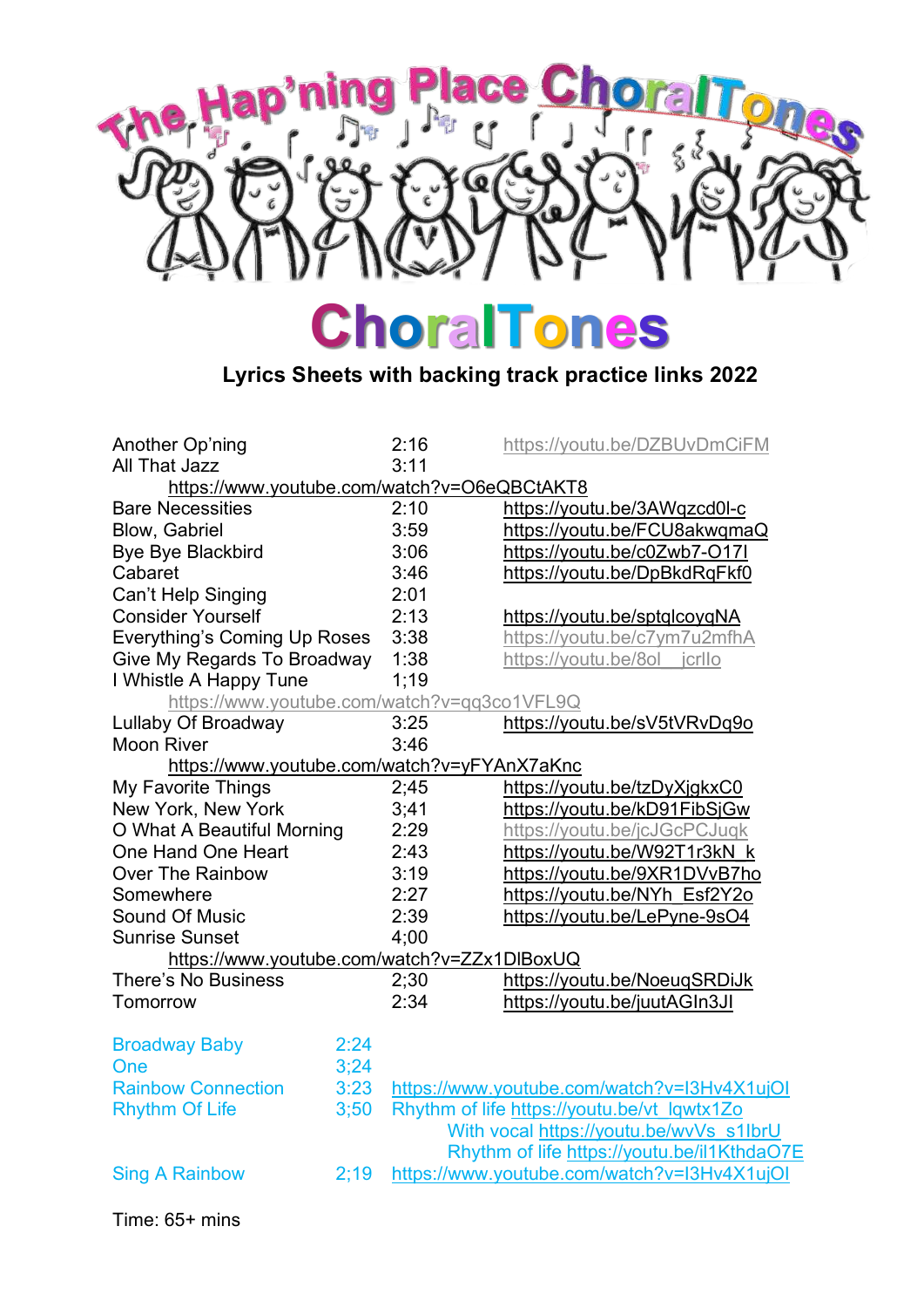# The Hap'ning Place ChoralTones

# ChoralTones

**Lyrics Sheets with backing track practice links 2022**

| Song | Time | Link |
| --- | --- | --- |
| Another Op'ning | 2:16 | https://youtu.be/DZBUvDmCiFM |
| All That Jazz | 3:11 | https://www.youtube.com/watch?v=O6eQBCtAKT8 |
| Bare Necessities | 2:10 | https://youtu.be/3AWqzcd0l-c |
| Blow, Gabriel | 3:59 | https://youtu.be/FCU8akwqmaQ |
| Bye Bye Blackbird | 3:06 | https://youtu.be/c0Zwb7-O17I |
| Cabaret | 3:46 | https://youtu.be/DpBkdRqFkf0 |
| Can't Help Singing | 2:01 | |
| Consider Yourself | 2:13 | https://youtu.be/sptqlcoyqNA |
| Everything's Coming Up Roses | 3:38 | https://youtu.be/c7ym7u2mfhA |
| Give My Regards To Broadway | 1:38 | https://youtu.be/8ol__jcrIlo |
| I Whistle A Happy Tune | 1;19 | https://www.youtube.com/watch?v=qq3co1VFL9Q |
| Lullaby Of Broadway | 3:25 | https://youtu.be/sV5tVRvDq9o |
| Moon River | 3:46 | https://www.youtube.com/watch?v=yFYAnX7aKnc |
| My Favorite Things | 2;45 | https://youtu.be/tzDyXjgkxC0 |
| New York, New York | 3;41 | https://youtu.be/kD91FibSjGw |
| O What A Beautiful Morning | 2:29 | https://youtu.be/jcJGcPCJuqk |
| One Hand One Heart | 2:43 | https://youtu.be/W92T1r3kN_k |
| Over The Rainbow | 3:19 | https://youtu.be/9XR1DVvB7ho |
| Somewhere | 2:27 | https://youtu.be/NYh_Esf2Y2o |
| Sound Of Music | 2:39 | https://youtu.be/LePyne-9sO4 |
| Sunrise Sunset | 4;00 | https://www.youtube.com/watch?v=ZZx1DlBoxUQ |
| There's No Business | 2;30 | https://youtu.be/NoeuqSRDiJk |
| Tomorrow | 2:34 | https://youtu.be/juutAGIn3JI |

| Song | Time | Link |
| --- | --- | --- |
| Broadway Baby | 2:24 | |
| One | 3;24 | |
| Rainbow Connection | 3:23 | https://www.youtube.com/watch?v=I3Hv4X1ujOI |
| Rhythm Of Life | 3;50 | Rhythm of life https://youtu.be/vt_lqwtx1Zo<br>With vocal https://youtu.be/wvVs_s1IbrU<br>Rhythm of life https://youtu.be/il1KthdaO7E |
| Sing A Rainbow | 2;19 | https://www.youtube.com/watch?v=I3Hv4X1ujOI |

Time: 65+ mins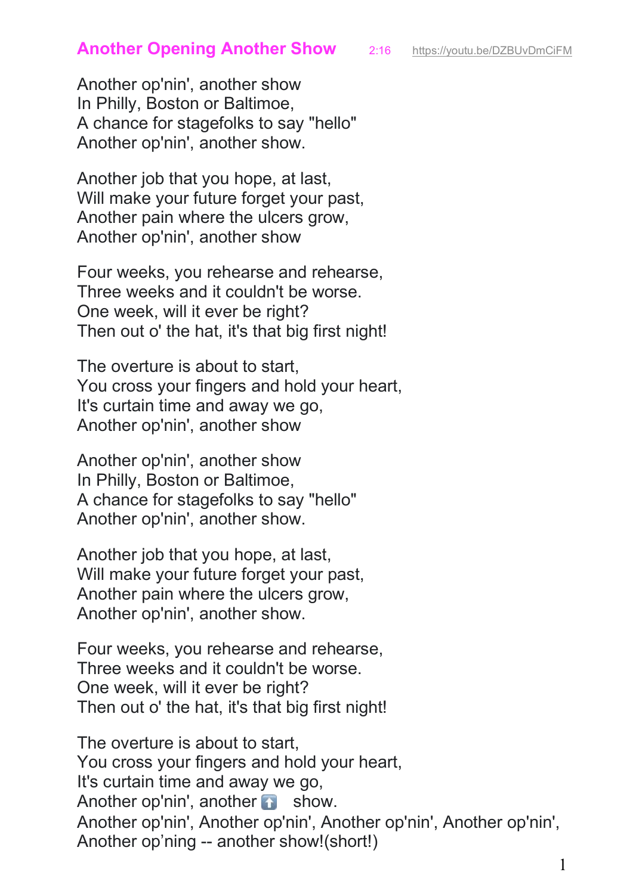## Another Opening Another Show

2:16 https://youtu.be/DZBUvDmCiFM

Another op'nin', another show
In Philly, Boston or Baltimoe,
A chance for stagefolks to say "hello"
Another op'nin', another show.

Another job that you hope, at last,
Will make your future forget your past,
Another pain where the ulcers grow,
Another op'nin', another show

Four weeks, you rehearse and rehearse,
Three weeks and it couldn't be worse.
One week, will it ever be right?
Then out o' the hat, it's that big first night!

The overture is about to start,
You cross your fingers and hold your heart,
It's curtain time and away we go,
Another op'nin', another show

Another op'nin', another show
In Philly, Boston or Baltimoe,
A chance for stagefolks to say "hello"
Another op'nin', another show.

Another job that you hope, at last,
Will make your future forget your past,
Another pain where the ulcers grow,
Another op'nin', another show.

Four weeks, you rehearse and rehearse,
Three weeks and it couldn't be worse.
One week, will it ever be right?
Then out o' the hat, it's that big first night!

The overture is about to start,
You cross your fingers and hold your heart,
It's curtain time and away we go,
Another op'nin', another ⬆ show.
Another op'nin', Another op'nin', Another op'nin', Another op'nin',
Another op'ning -- another show!(short!)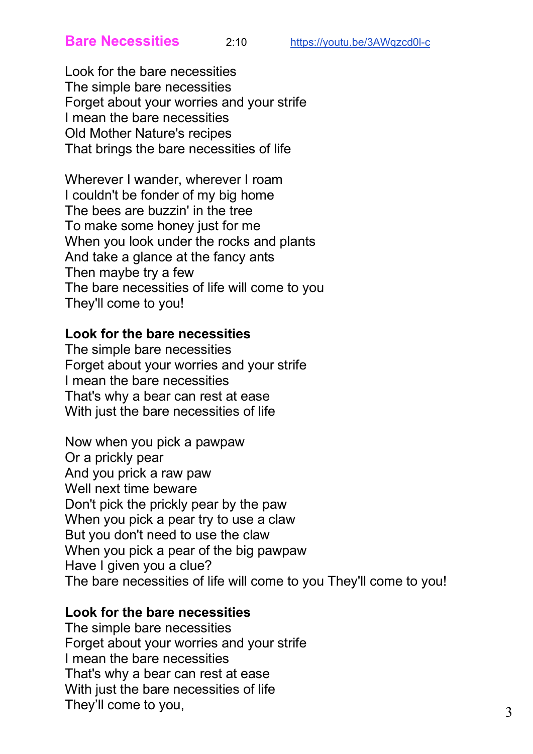## Bare Necessities 2:10 https://youtu.be/3AWqzcd0l-c

Look for the bare necessities
The simple bare necessities
Forget about your worries and your strife
I mean the bare necessities
Old Mother Nature's recipes
That brings the bare necessities of life

Wherever I wander, wherever I roam
I couldn't be fonder of my big home
The bees are buzzin' in the tree
To make some honey just for me
When you look under the rocks and plants
And take a glance at the fancy ants
Then maybe try a few
The bare necessities of life will come to you
They'll come to you!

**Look for the bare necessities**
The simple bare necessities
Forget about your worries and your strife
I mean the bare necessities
That's why a bear can rest at ease
With just the bare necessities of life

Now when you pick a pawpaw
Or a prickly pear
And you prick a raw paw
Well next time beware
Don't pick the prickly pear by the paw
When you pick a pear try to use a claw
But you don't need to use the claw
When you pick a pear of the big pawpaw
Have I given you a clue?
The bare necessities of life will come to you They'll come to you!

**Look for the bare necessities**
The simple bare necessities
Forget about your worries and your strife
I mean the bare necessities
That's why a bear can rest at ease
With just the bare necessities of life
They'll come to you,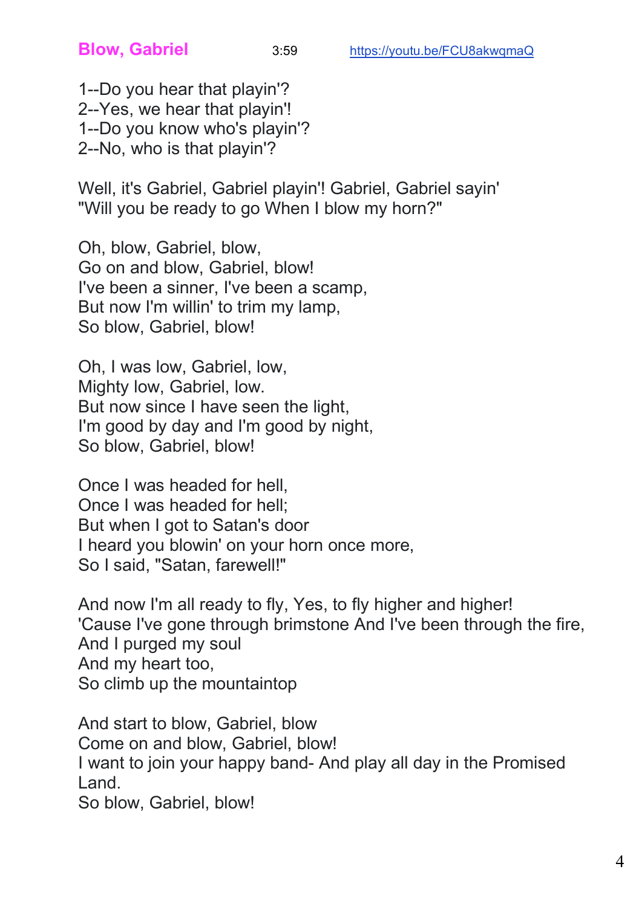## Blow, Gabriel

3:59 https://youu.be/FCU8akwqmaQ

1--Do you hear that playin'?  
2--Yes, we hear that playin'!  
1--Do you know who's playin'?  
2--No, who is that playin'?

Well, it's Gabriel, Gabriel playin'! Gabriel, Gabriel sayin'  
"Will you be ready to go When I blow my horn?"

Oh, blow, Gabriel, blow,  
Go on and blow, Gabriel, blow!  
I've been a sinner, I've been a scamp,  
But now I'm willin' to trim my lamp,  
So blow, Gabriel, blow!

Oh, I was low, Gabriel, low,  
Mighty low, Gabriel, low.  
But now since I have seen the light,  
I'm good by day and I'm good by night,  
So blow, Gabriel, blow!

Once I was headed for hell,  
Once I was headed for hell;  
But when I got to Satan's door  
I heard you blowin' on your horn once more,  
So I said, "Satan, farewell!"

And now I'm all ready to fly, Yes, to fly higher and higher!  
'Cause I've gone through brimstone And I've been through the fire,  
And I purged my soul  
And my heart too,  
So climb up the mountaintop

And start to blow, Gabriel, blow  
Come on and blow, Gabriel, blow!  
I want to join your happy band- And play all day in the Promised Land.  
So blow, Gabriel, blow!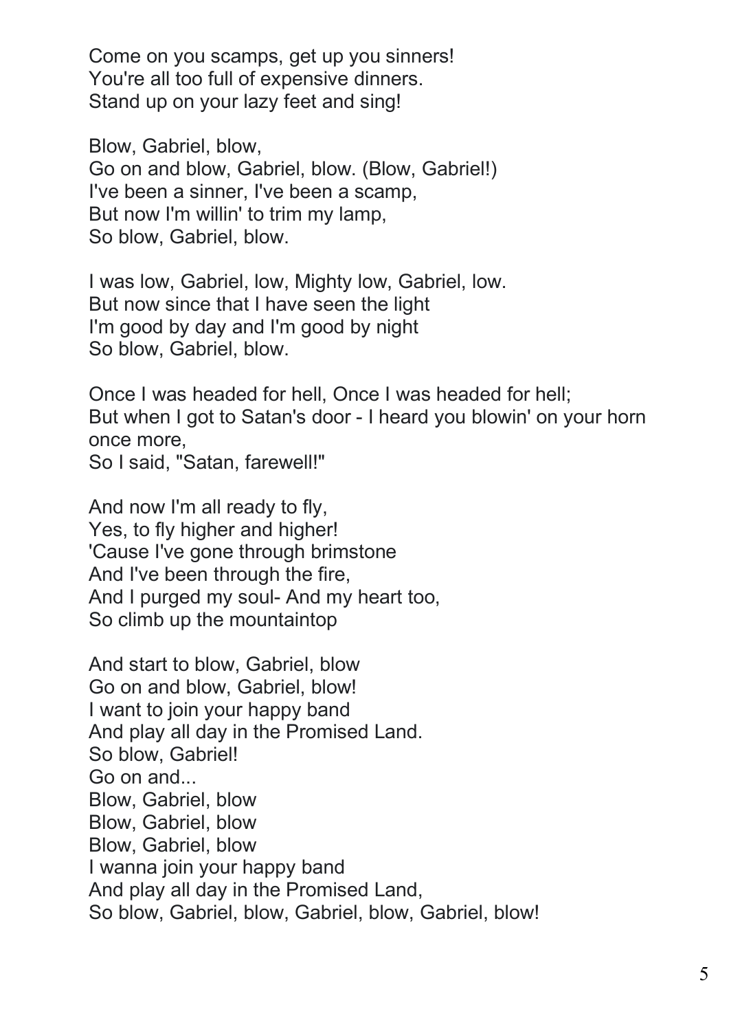Come on you scamps, get up you sinners!
You're all too full of expensive dinners.
Stand up on your lazy feet and sing!

Blow, Gabriel, blow,
Go on and blow, Gabriel, blow. (Blow, Gabriel!)
I've been a sinner, I've been a scamp,
But now I'm willin' to trim my lamp,
So blow, Gabriel, blow.

I was low, Gabriel, low, Mighty low, Gabriel, low.
But now since that I have seen the light
I'm good by day and I'm good by night
So blow, Gabriel, blow.

Once I was headed for hell, Once I was headed for hell;
But when I got to Satan's door - I heard you blowin' on your horn once more,
So I said, "Satan, farewell!"

And now I'm all ready to fly,
Yes, to fly higher and higher!
'Cause I've gone through brimstone
And I've been through the fire,
And I purged my soul- And my heart too,
So climb up the mountaintop

And start to blow, Gabriel, blow
Go on and blow, Gabriel, blow!
I want to join your happy band
And play all day in the Promised Land.
So blow, Gabriel!
Go on and...
Blow, Gabriel, blow
Blow, Gabriel, blow
Blow, Gabriel, blow
I wanna join your happy band
And play all day in the Promised Land,
So blow, Gabriel, blow, Gabriel, blow, Gabriel, blow!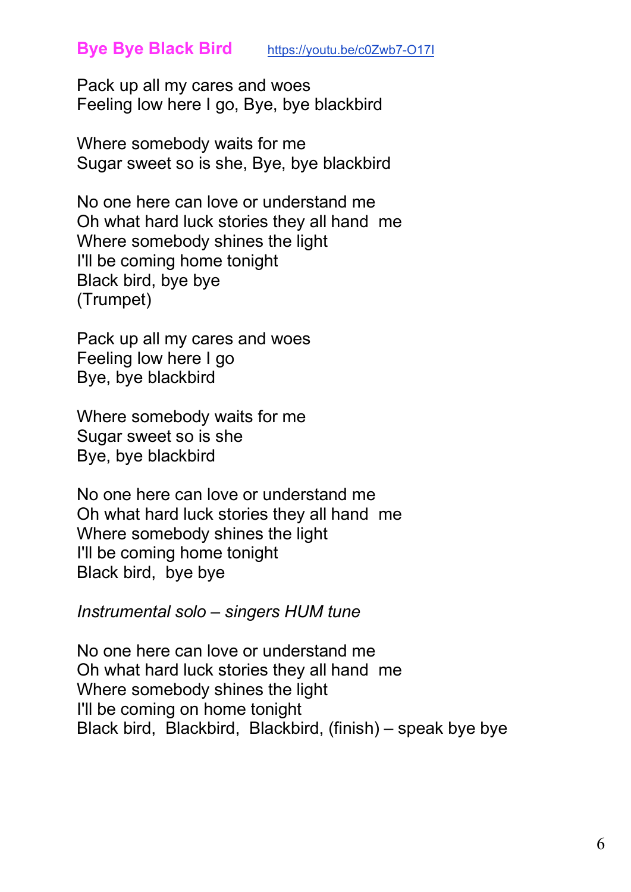## Bye Bye Black Bird [https://youtu.be/c0Zwb7-O17I](https://youtu.be/c0Zwb7-O17I)

Pack up all my cares and woes
Feeling low here I go, Bye, bye blackbird

Where somebody waits for me
Sugar sweet so is she, Bye, bye blackbird

No one here can love or understand me
Oh what hard luck stories they all hand me
Where somebody shines the light
I'll be coming home tonight
Black bird, bye bye
(Trumpet)

Pack up all my cares and woes
Feeling low here I go
Bye, bye blackbird

Where somebody waits for me
Sugar sweet so is she
Bye, bye blackbird

No one here can love or understand me
Oh what hard luck stories they all hand me
Where somebody shines the light
I'll be coming home tonight
Black bird, bye bye

*Instrumental solo – singers HUM tune*

No one here can love or understand me
Oh what hard luck stories they all hand me
Where somebody shines the light
I'll be coming on home tonight
Black bird, Blackbird, Blackbird, (finish) – speak bye bye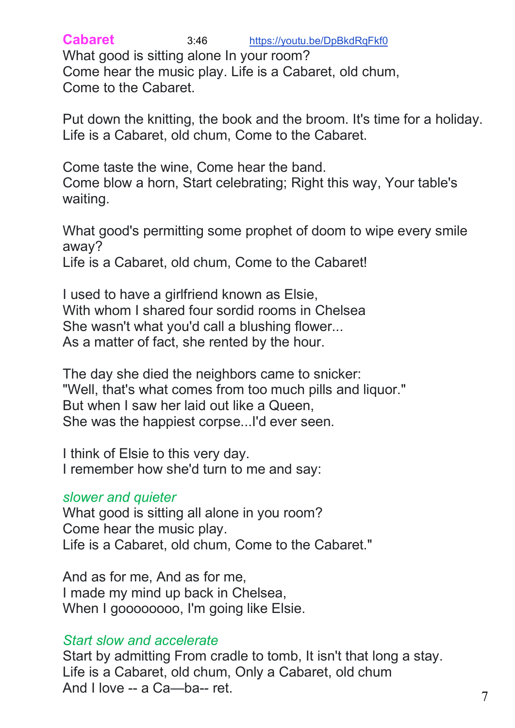## Cabaret

3:46 https://youtu.be/DpBkdRqFkf0

What good is sitting alone In your room?
Come hear the music play. Life is a Cabaret, old chum,
Come to the Cabaret.

Put down the knitting, the book and the broom. It's time for a holiday.
Life is a Cabaret, old chum, Come to the Cabaret.

Come taste the wine, Come hear the band.
Come blow a horn, Start celebrating; Right this way, Your table's waiting.

What good's permitting some prophet of doom to wipe every smile away?
Life is a Cabaret, old chum, Come to the Cabaret!

I used to have a girlfriend known as Elsie,
With whom I shared four sordid rooms in Chelsea
She wasn't what you'd call a blushing flower...
As a matter of fact, she rented by the hour.

The day she died the neighbors came to snicker:
"Well, that's what comes from too much pills and liquor."
But when I saw her laid out like a Queen,
She was the happiest corpse...I'd ever seen.

I think of Elsie to this very day.
I remember how she'd turn to me and say:

*slower and quieter*
What good is sitting all alone in you room?
Come hear the music play.
Life is a Cabaret, old chum, Come to the Cabaret."

And as for me, And as for me,
I made my mind up back in Chelsea,
When I goooooooo, I'm going like Elsie.

*Start slow and accelerate*
Start by admitting From cradle to tomb, It isn't that long a stay.
Life is a Cabaret, old chum, Only a Cabaret, old chum
And I love -- a Ca—ba-- ret.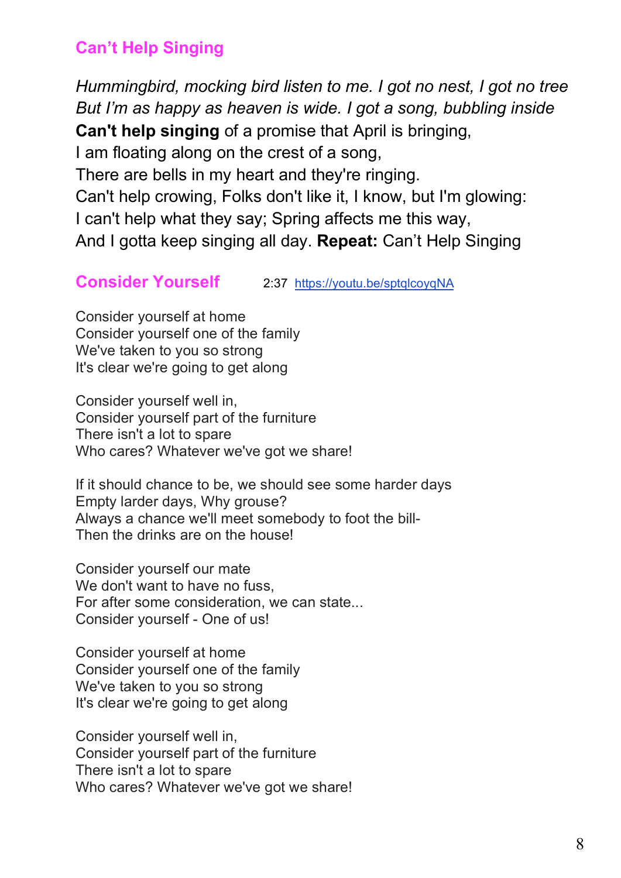## Can't Help Singing

*Hummingbird, mocking bird listen to me. I got no nest, I got no tree*
*But I'm as happy as heaven is wide. I got a song, bubbling inside*
**Can't help singing** of a promise that April is bringing,
I am floating along on the crest of a song,
There are bells in my heart and they're ringing.
Can't help crowing, Folks don't like it, I know, but I'm glowing:
I can't help what they say; Spring affects me this way,
And I gotta keep singing all day. **Repeat:** Can't Help Singing

## Consider Yourself

2:37 https://youtu.be/sptqlcoyqNA

Consider yourself at home
Consider yourself one of the family
We've taken to you so strong
It's clear we're going to get along

Consider yourself well in,
Consider yourself part of the furniture
There isn't a lot to spare
Who cares? Whatever we've got we share!

If it should chance to be, we should see some harder days
Empty larder days, Why grouse?
Always a chance we'll meet somebody to foot the bill-
Then the drinks are on the house!

Consider yourself our mate
We don't want to have no fuss,
For after some consideration, we can state...
Consider yourself - One of us!

Consider yourself at home
Consider yourself one of the family
We've taken to you so strong
It's clear we're going to get along

Consider yourself well in,
Consider yourself part of the furniture
There isn't a lot to spare
Who cares? Whatever we've got we share!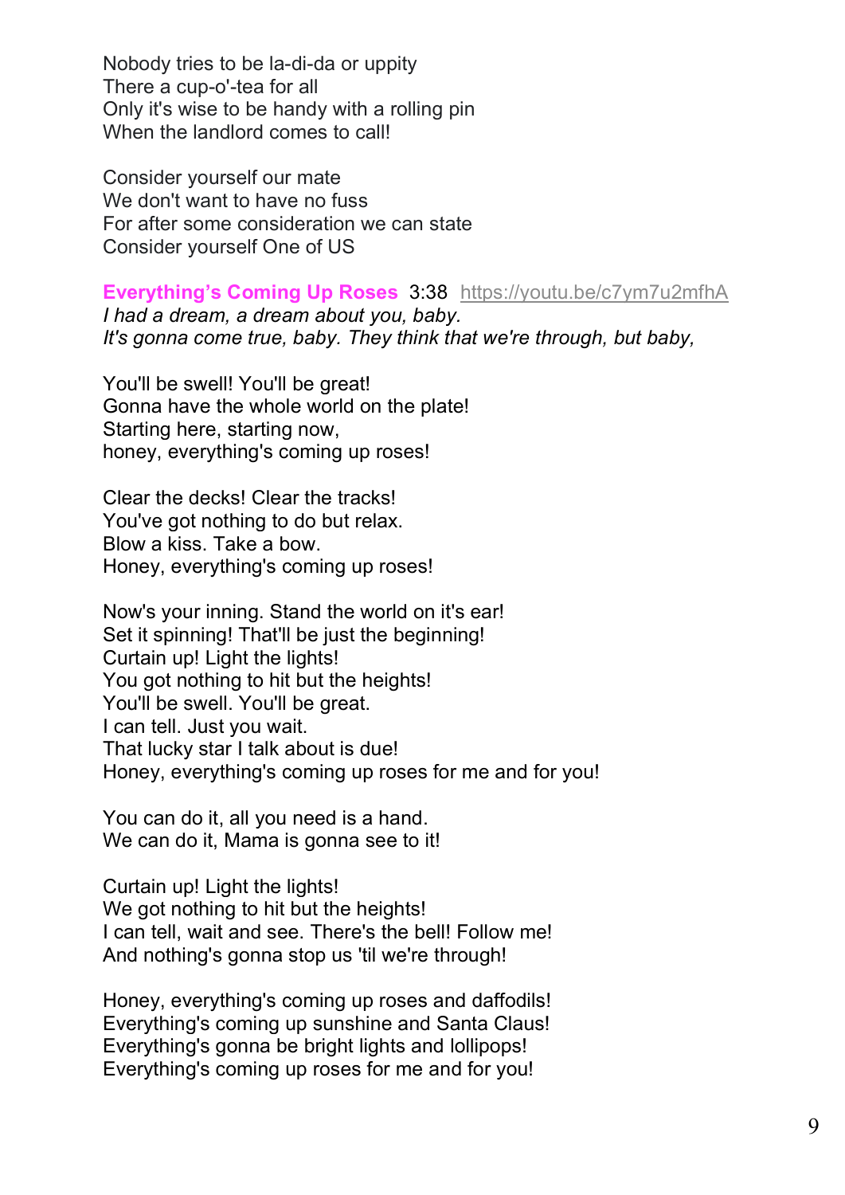Nobody tries to be la-di-da or uppity
There a cup-o'-tea for all
Only it's wise to be handy with a rolling pin
When the landlord comes to call!

Consider yourself our mate
We don't want to have no fuss
For after some consideration we can state
Consider yourself One of US

**Everything's Coming Up Roses** 3:38 https://youtu.be/c7ym7u2mfhA
*I had a dream, a dream about you, baby.*
*It's gonna come true, baby. They think that we're through, but baby,*

You'll be swell! You'll be great!
Gonna have the whole world on the plate!
Starting here, starting now,
honey, everything's coming up roses!

Clear the decks! Clear the tracks!
You've got nothing to do but relax.
Blow a kiss. Take a bow.
Honey, everything's coming up roses!

Now's your inning. Stand the world on it's ear!
Set it spinning! That'll be just the beginning!
Curtain up! Light the lights!
You got nothing to hit but the heights!
You'll be swell. You'll be great.
I can tell. Just you wait.
That lucky star I talk about is due!
Honey, everything's coming up roses for me and for you!

You can do it, all you need is a hand.
We can do it, Mama is gonna see to it!

Curtain up! Light the lights!
We got nothing to hit but the heights!
I can tell, wait and see. There's the bell! Follow me!
And nothing's gonna stop us 'til we're through!

Honey, everything's coming up roses and daffodils!
Everything's coming up sunshine and Santa Claus!
Everything's gonna be bright lights and lollipops!
Everything's coming up roses for me and for you!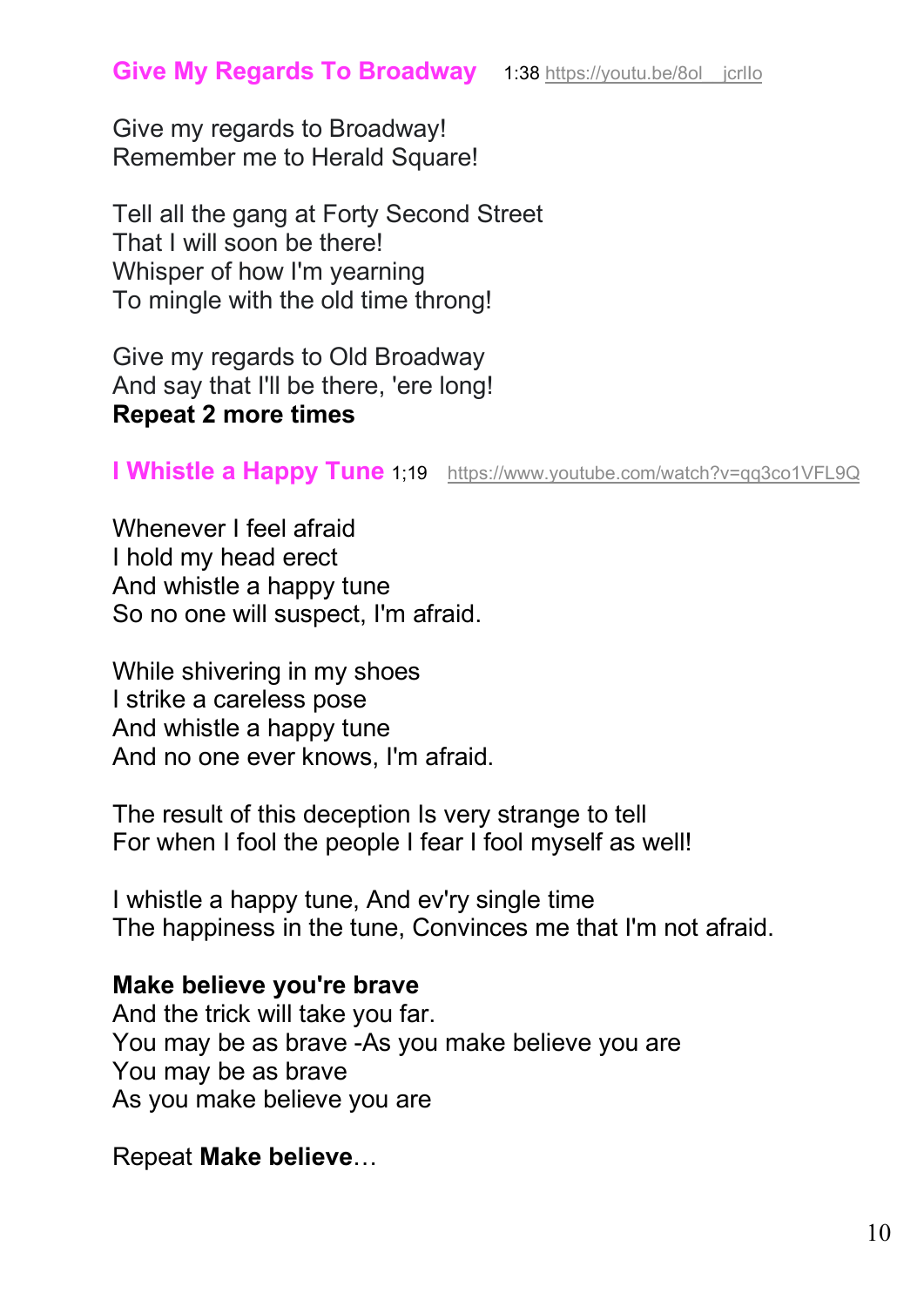## Give My Regards To Broadway

1:38 https://youtu.be/8ol__jcrIlo

Give my regards to Broadway!
Remember me to Herald Square!

Tell all the gang at Forty Second Street
That I will soon be there!
Whisper of how I'm yearning
To mingle with the old time throng!

Give my regards to Old Broadway
And say that I'll be there, 'ere long!
**Repeat 2 more times**

## I Whistle a Happy Tune

1;19 https://www.youtube.com/watch?v=qq3co1VFL9Q

Whenever I feel afraid
I hold my head erect
And whistle a happy tune
So no one will suspect, I'm afraid.

While shivering in my shoes
I strike a careless pose
And whistle a happy tune
And no one ever knows, I'm afraid.

The result of this deception Is very strange to tell
For when I fool the people I fear I fool myself as well!

I whistle a happy tune, And ev'ry single time
The happiness in the tune, Convinces me that I'm not afraid.

**Make believe you're brave**
And the trick will take you far.
You may be as brave -As you make believe you are
You may be as brave
As you make believe you are

Repeat **Make believe**…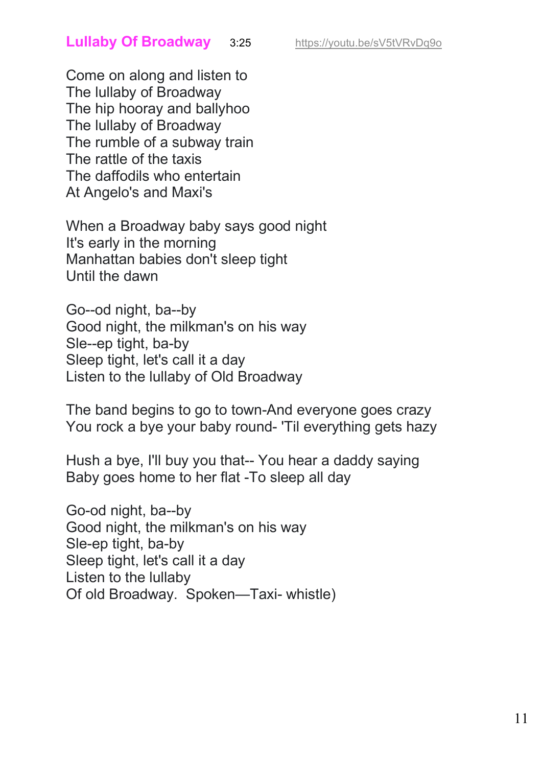## Lullaby Of Broadway 3:25 https://youtu.be/sV5tVRvDq9o

Come on along and listen to
The lullaby of Broadway
The hip hooray and ballyhoo
The lullaby of Broadway
The rumble of a subway train
The rattle of the taxis
The daffodils who entertain
At Angelo's and Maxi's

When a Broadway baby says good night
It's early in the morning
Manhattan babies don't sleep tight
Until the dawn

Go--od night, ba--by
Good night, the milkman's on his way
Sle--ep tight, ba-by
Sleep tight, let's call it a day
Listen to the lullaby of Old Broadway

The band begins to go to town-And everyone goes crazy
You rock a bye your baby round- 'Til everything gets hazy

Hush a bye, I'll buy you that-- You hear a daddy saying
Baby goes home to her flat -To sleep all day

Go-od night, ba--by
Good night, the milkman's on his way
Sle-ep tight, ba-by
Sleep tight, let's call it a day
Listen to the lullaby
Of old Broadway. Spoken—Taxi- whistle)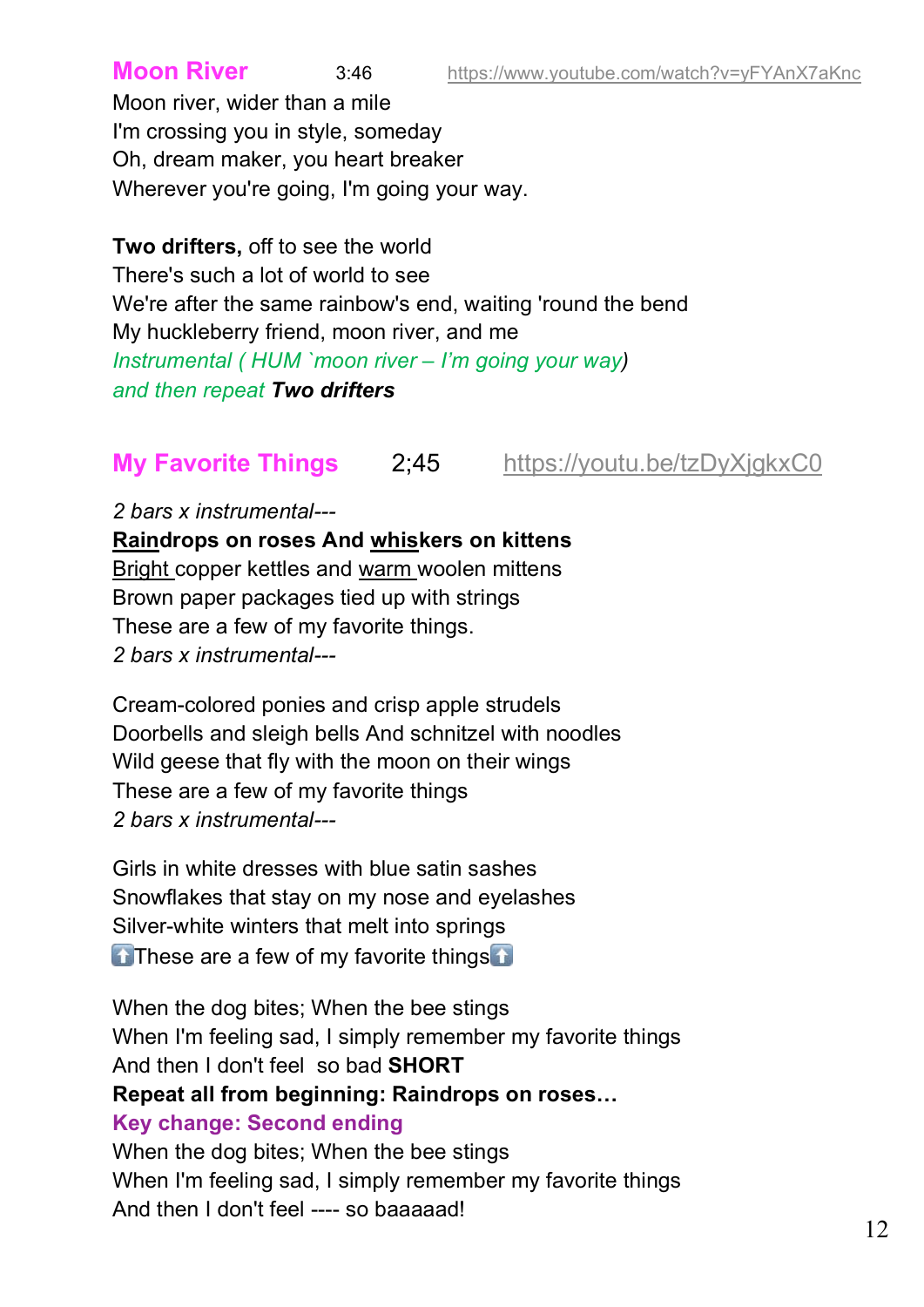## Moon River 3:46 https://www.youtube.com/watch?v=yFYAnX7aKnc

Moon river, wider than a mile
I'm crossing you in style, someday
Oh, dream maker, you heart breaker
Wherever you're going, I'm going your way.

**Two drifters,** off to see the world
There's such a lot of world to see
We're after the same rainbow's end, waiting 'round the bend
My huckleberry friend, moon river, and me
*Instrumental ( HUM `moon river – I'm going your way)*
*and then repeat* ***Two drifters***

## My Favorite Things 2;45 https://youtu.be/tzDyXjgkxC0

*2 bars x instrumental---*
**Raindrops on roses And whiskers on kittens**
Bright copper kettles and warm woolen mittens
Brown paper packages tied up with strings
These are a few of my favorite things.
*2 bars x instrumental---*

Cream-colored ponies and crisp apple strudels
Doorbells and sleigh bells And schnitzel with noodles
Wild geese that fly with the moon on their wings
These are a few of my favorite things
*2 bars x instrumental---*

Girls in white dresses with blue satin sashes
Snowflakes that stay on my nose and eyelashes
Silver-white winters that melt into springs
⬆️These are a few of my favorite things⬆️

When the dog bites; When the bee stings
When I'm feeling sad, I simply remember my favorite things
And then I don't feel so bad **SHORT**
**Repeat all from beginning: Raindrops on roses…**
**Key change: Second ending**
When the dog bites; When the bee stings
When I'm feeling sad, I simply remember my favorite things
And then I don't feel ---- so baaaaad!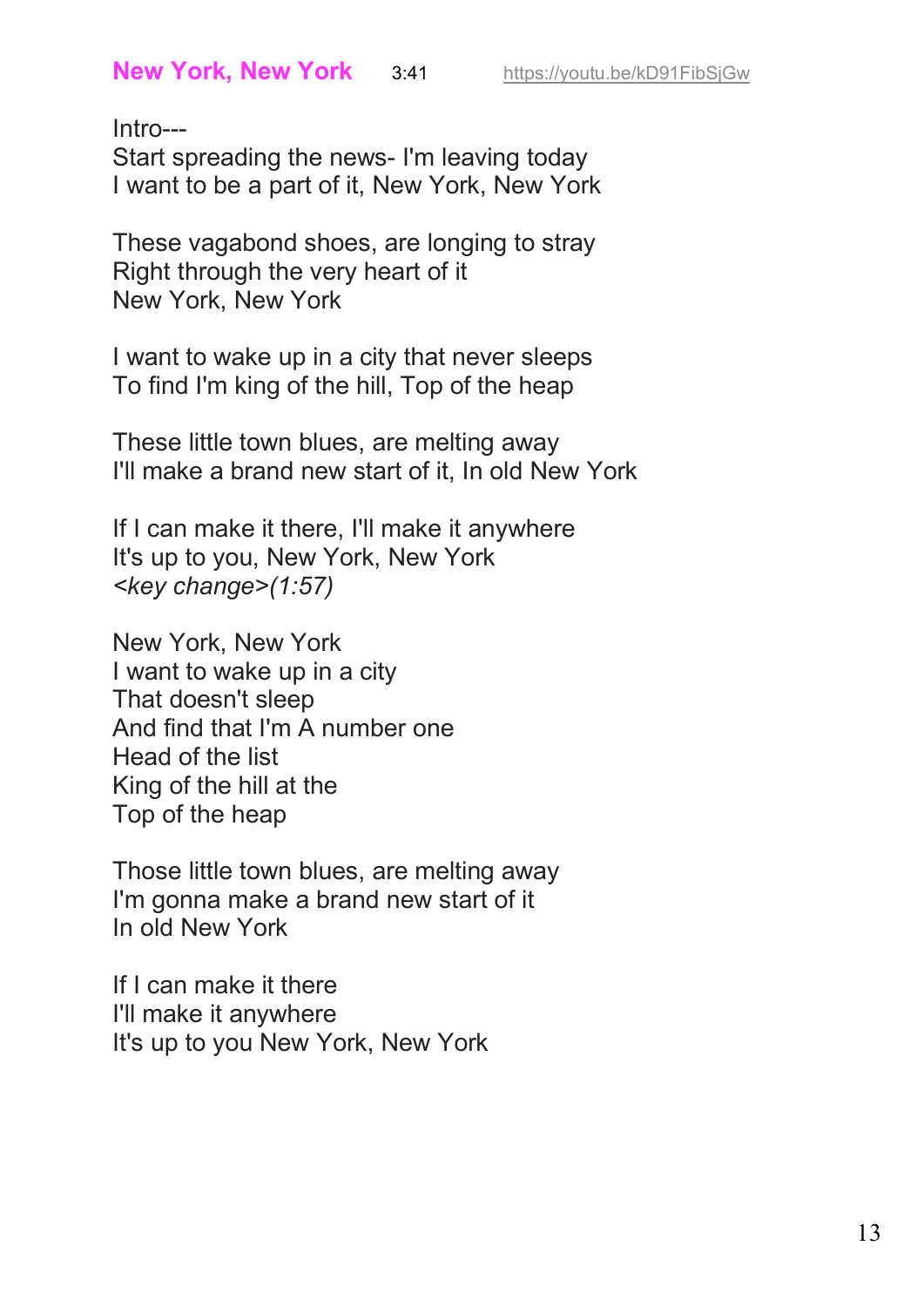## New York, New York 3:41 https://youtu.be/kD91FibSjGw

Intro---
Start spreading the news- I'm leaving today
I want to be a part of it, New York, New York

These vagabond shoes, are longing to stray
Right through the very heart of it
New York, New York

I want to wake up in a city that never sleeps
To find I'm king of the hill, Top of the heap

These little town blues, are melting away
I'll make a brand new start of it, In old New York

If I can make it there, I'll make it anywhere
It's up to you, New York, New York
*<key change>(1:57)*

New York, New York
I want to wake up in a city
That doesn't sleep
And find that I'm A number one
Head of the list
King of the hill at the
Top of the heap

Those little town blues, are melting away
I'm gonna make a brand new start of it
In old New York

If I can make it there
I'll make it anywhere
It's up to you New York, New York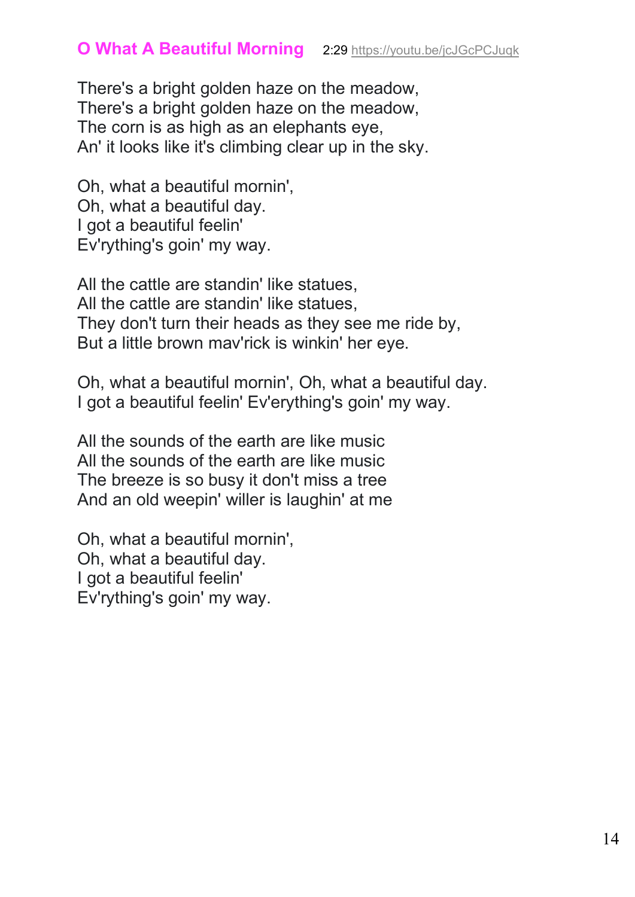## O What A Beautiful Morning

2:29 https://youtu.be/jcJGcPCJuqk

There's a bright golden haze on the meadow,
There's a bright golden haze on the meadow,
The corn is as high as an elephants eye,
An' it looks like it's climbing clear up in the sky.

Oh, what a beautiful mornin',
Oh, what a beautiful day.
I got a beautiful feelin'
Ev'rything's goin' my way.

All the cattle are standin' like statues,
All the cattle are standin' like statues,
They don't turn their heads as they see me ride by,
But a little brown mav'rick is winkin' her eye.

Oh, what a beautiful mornin', Oh, what a beautiful day.
I got a beautiful feelin' Ev'erything's goin' my way.

All the sounds of the earth are like music
All the sounds of the earth are like music
The breeze is so busy it don't miss a tree
And an old weepin' willer is laughin' at me

Oh, what a beautiful mornin',
Oh, what a beautiful day.
I got a beautiful feelin'
Ev'rything's goin' my way.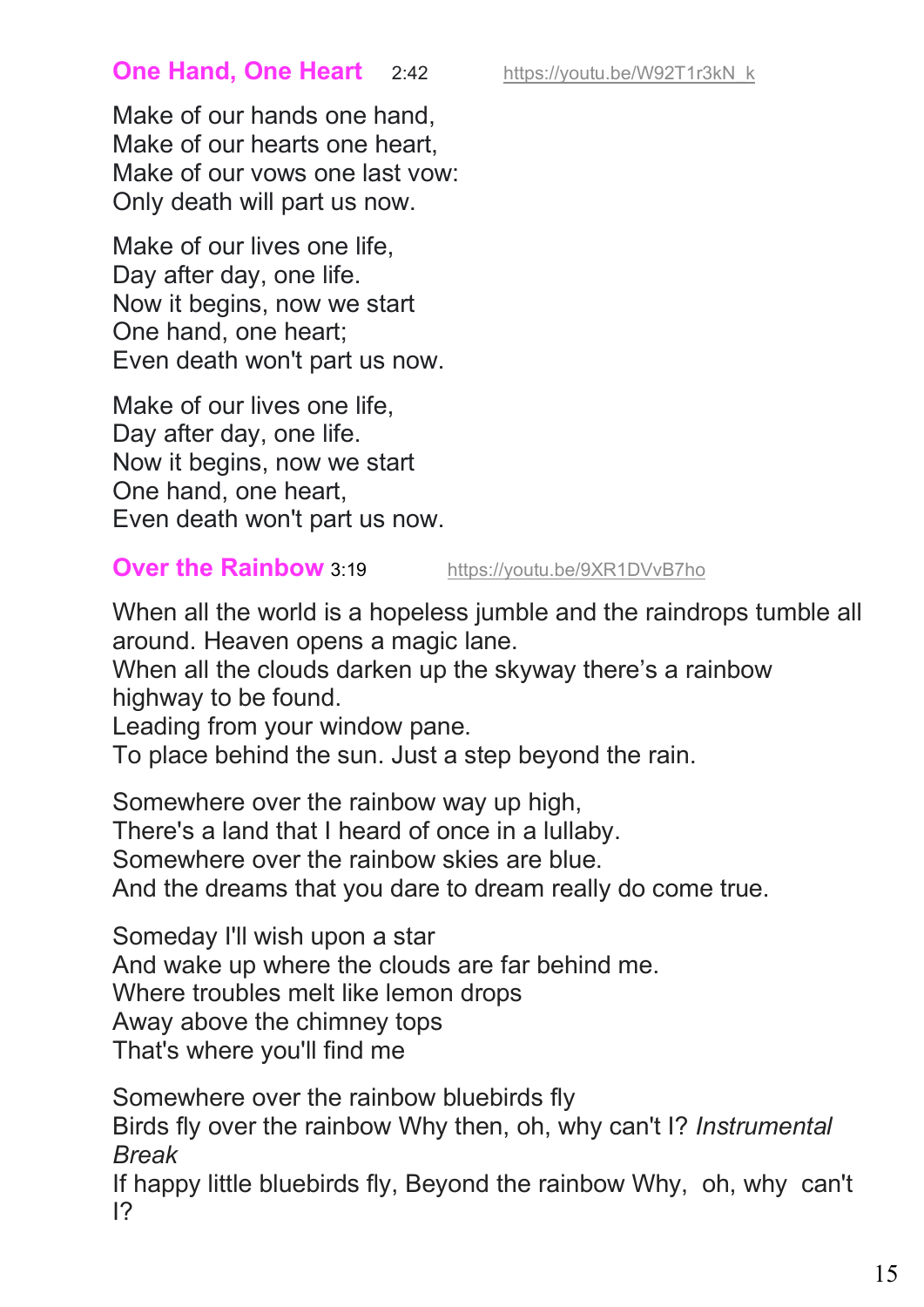## One Hand, One Heart 2:42 https://youtu.be/W92T1r3kN_k

Make of our hands one hand,
Make of our hearts one heart,
Make of our vows one last vow:
Only death will part us now.

Make of our lives one life,
Day after day, one life.
Now it begins, now we start
One hand, one heart;
Even death won't part us now.

Make of our lives one life,
Day after day, one life.
Now it begins, now we start
One hand, one heart,
Even death won't part us now.

## Over the Rainbow 3:19 https://youtu.be/9XR1DVvB7ho

When all the world is a hopeless jumble and the raindrops tumble all around. Heaven opens a magic lane.
When all the clouds darken up the skyway there's a rainbow highway to be found.
Leading from your window pane.
To place behind the sun. Just a step beyond the rain.

Somewhere over the rainbow way up high,
There's a land that I heard of once in a lullaby.
Somewhere over the rainbow skies are blue.
And the dreams that you dare to dream really do come true.

Someday I'll wish upon a star
And wake up where the clouds are far behind me.
Where troubles melt like lemon drops
Away above the chimney tops
That's where you'll find me

Somewhere over the rainbow bluebirds fly
Birds fly over the rainbow Why then, oh, why can't I? *Instrumental Break*
If happy little bluebirds fly, Beyond the rainbow Why, oh, why can't I?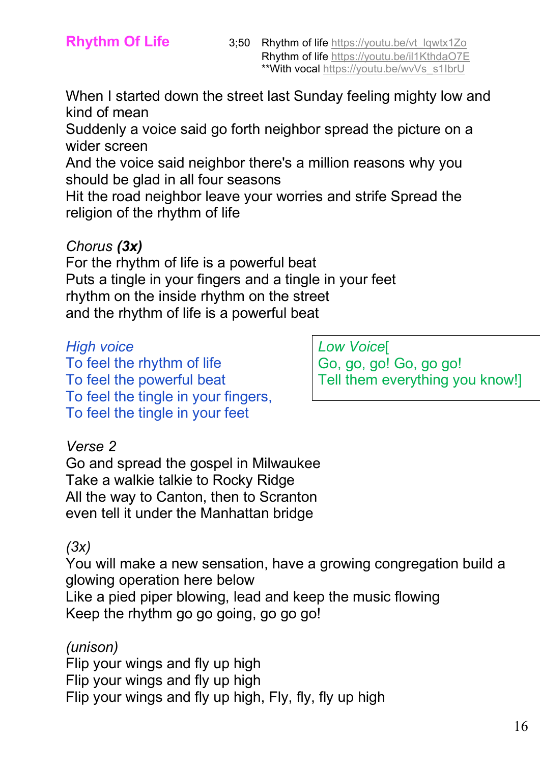# Rhythm Of Life

3;50 Rhythm of life https://youtu.be/vt_lqwtx1Zo
Rhythm of life https://youtu.be/il1KthdaO7E
**With vocal https://youtu.be/wvVs_s1lbrU

When I started down the street last Sunday feeling mighty low and kind of mean
Suddenly a voice said go forth neighbor spread the picture on a wider screen
And the voice said neighbor there's a million reasons why you should be glad in all four seasons
Hit the road neighbor leave your worries and strife Spread the religion of the rhythm of life

*Chorus* ***(3x)***
For the rhythm of life is a powerful beat
Puts a tingle in your fingers and a tingle in your feet
rhythm on the inside rhythm on the street
and the rhythm of life is a powerful beat

*High voice*
To feel the rhythm of life
To feel the powerful beat
To feel the tingle in your fingers,
To feel the tingle in your feet

*Low Voice*[
Go, go, go! Go, go go!
Tell them everything you know!]

*Verse 2*
Go and spread the gospel in Milwaukee
Take a walkie talkie to Rocky Ridge
All the way to Canton, then to Scranton
even tell it under the Manhattan bridge

*(3x)*
You will make a new sensation, have a growing congregation build a glowing operation here below
Like a pied piper blowing, lead and keep the music flowing
Keep the rhythm go go going, go go go!

*(unison)*
Flip your wings and fly up high
Flip your wings and fly up high
Flip your wings and fly up high, Fly, fly, fly up high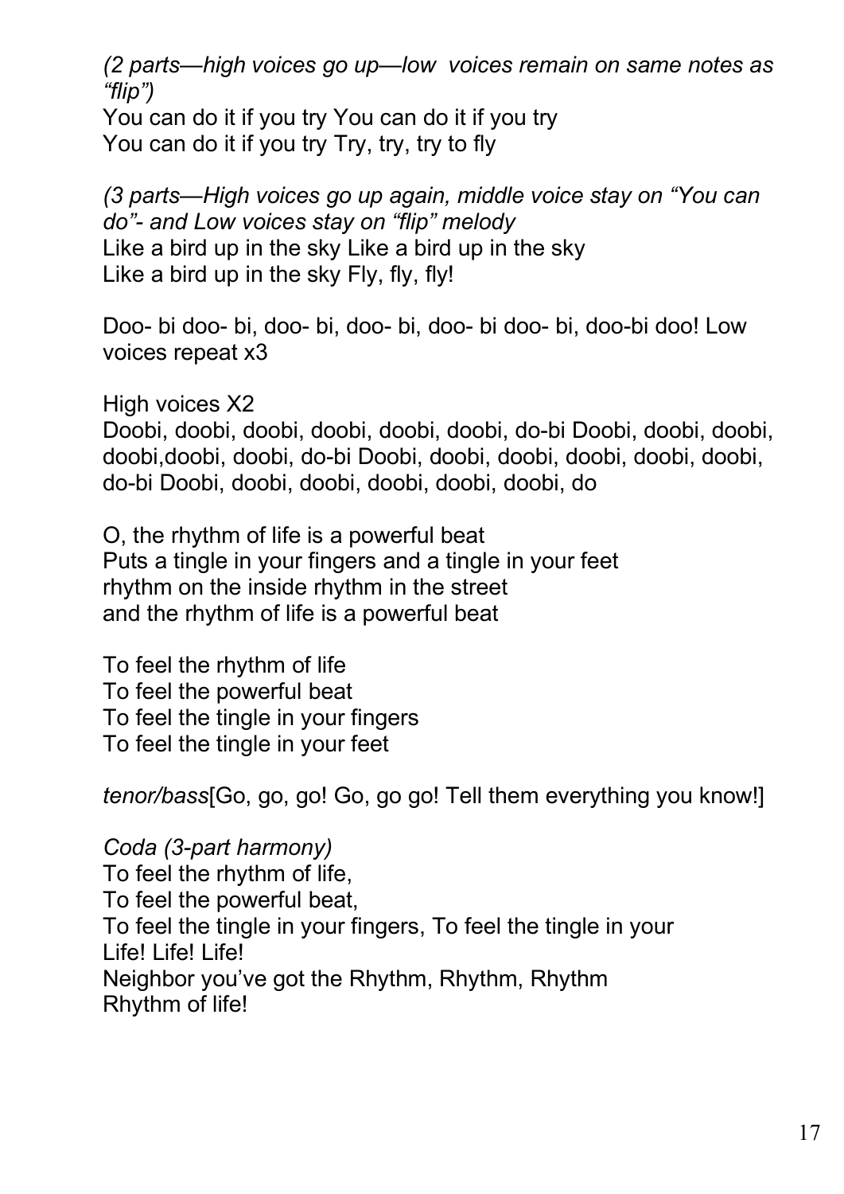*(2 parts—high voices go up—low voices remain on same notes as "flip")*
You can do it if you try You can do it if you try
You can do it if you try Try, try, try to fly

*(3 parts—High voices go up again, middle voice stay on "You can do"- and Low voices stay on "flip" melody*
Like a bird up in the sky Like a bird up in the sky
Like a bird up in the sky Fly, fly, fly!

Doo- bi doo- bi, doo- bi, doo- bi, doo- bi doo- bi, doo-bi doo! Low voices repeat x3

High voices X2
Doobi, doobi, doobi, doobi, doobi, doobi, do-bi Doobi, doobi, doobi, doobi,doobi, doobi, do-bi Doobi, doobi, doobi, doobi, doobi, doobi, do-bi Doobi, doobi, doobi, doobi, doobi, doobi, do

O, the rhythm of life is a powerful beat
Puts a tingle in your fingers and a tingle in your feet
rhythm on the inside rhythm in the street
and the rhythm of life is a powerful beat

To feel the rhythm of life
To feel the powerful beat
To feel the tingle in your fingers
To feel the tingle in your feet

*tenor/bass*[Go, go, go! Go, go go! Tell them everything you know!]

*Coda (3-part harmony)*
To feel the rhythm of life,
To feel the powerful beat,
To feel the tingle in your fingers, To feel the tingle in your
Life! Life! Life!
Neighbor you've got the Rhythm, Rhythm, Rhythm
Rhythm of life!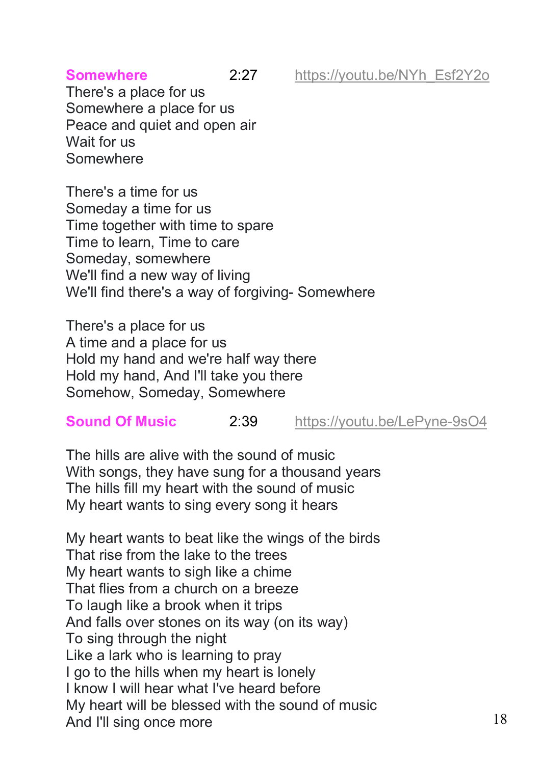## Somewhere 2:27 https://youtu.be/NYh_Esf2Y2o

There's a place for us
Somewhere a place for us
Peace and quiet and open air
Wait for us
Somewhere

There's a time for us
Someday a time for us
Time together with time to spare
Time to learn, Time to care
Someday, somewhere
We'll find a new way of living
We'll find there's a way of forgiving- Somewhere

There's a place for us
A time and a place for us
Hold my hand and we're half way there
Hold my hand, And I'll take you there
Somehow, Someday, Somewhere

## Sound Of Music 2:39 https://youtu.be/LePyne-9sO4

The hills are alive with the sound of music
With songs, they have sung for a thousand years
The hills fill my heart with the sound of music
My heart wants to sing every song it hears

My heart wants to beat like the wings of the birds
That rise from the lake to the trees
My heart wants to sigh like a chime
That flies from a church on a breeze
To laugh like a brook when it trips
And falls over stones on its way (on its way)
To sing through the night
Like a lark who is learning to pray
I go to the hills when my heart is lonely
I know I will hear what I've heard before
My heart will be blessed with the sound of music
And I'll sing once more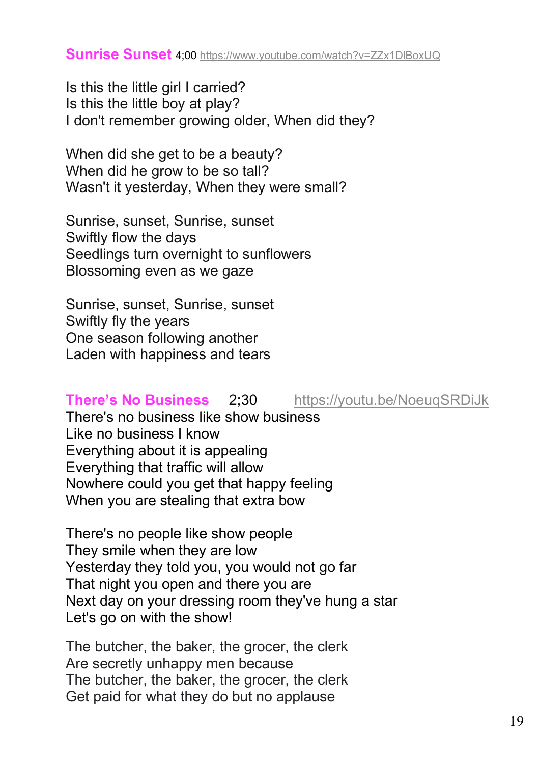## Sunrise Sunset 4;00 https://www.youtube.com/watch?v=ZZx1DlBoxUQ

Is this the little girl I carried?
Is this the little boy at play?
I don't remember growing older, When did they?

When did she get to be a beauty?
When did he grow to be so tall?
Wasn't it yesterday, When they were small?

Sunrise, sunset, Sunrise, sunset
Swiftly flow the days
Seedlings turn overnight to sunflowers
Blossoming even as we gaze

Sunrise, sunset, Sunrise, sunset
Swiftly fly the years
One season following another
Laden with happiness and tears

## There's No Business 2;30 https://youtu.be/NoeuqSRDiJk

There's no business like show business
Like no business I know
Everything about it is appealing
Everything that traffic will allow
Nowhere could you get that happy feeling
When you are stealing that extra bow

There's no people like show people
They smile when they are low
Yesterday they told you, you would not go far
That night you open and there you are
Next day on your dressing room they've hung a star
Let's go on with the show!

The butcher, the baker, the grocer, the clerk
Are secretly unhappy men because
The butcher, the baker, the grocer, the clerk
Get paid for what they do but no applause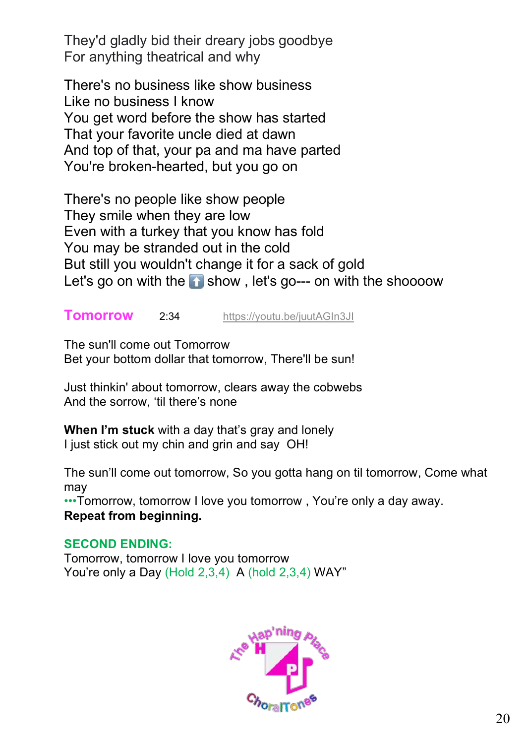They'd gladly bid their dreary jobs goodbye
For anything theatrical and why

There's no business like show business
Like no business I know
You get word before the show has started
That your favorite uncle died at dawn
And top of that, your pa and ma have parted
You're broken-hearted, but you go on

There's no people like show people
They smile when they are low
Even with a turkey that you know has fold
You may be stranded out in the cold
But still you wouldn't change it for a sack of gold
Let's go on with the ⬆️ show , let's go--- on with the shoooow

## Tomorrow

2:34 https://youtu.be/juutAGIn3JI

The sun'll come out Tomorrow
Bet your bottom dollar that tomorrow, There'll be sun!

Just thinkin' about tomorrow, clears away the cobwebs
And the sorrow, 'til there's none

**When I'm stuck** with a day that's gray and lonely
I just stick out my chin and grin and say OH!

The sun'll come out tomorrow, So you gotta hang on til tomorrow, Come what may
•••Tomorrow, tomorrow I love you tomorrow , You're only a day away.
**Repeat from beginning.**

**SECOND ENDING:**
Tomorrow, tomorrow I love you tomorrow
You're only a Day (Hold 2,3,4) A (hold 2,3,4) WAY"

The Hap'ning Place
ChoralTones